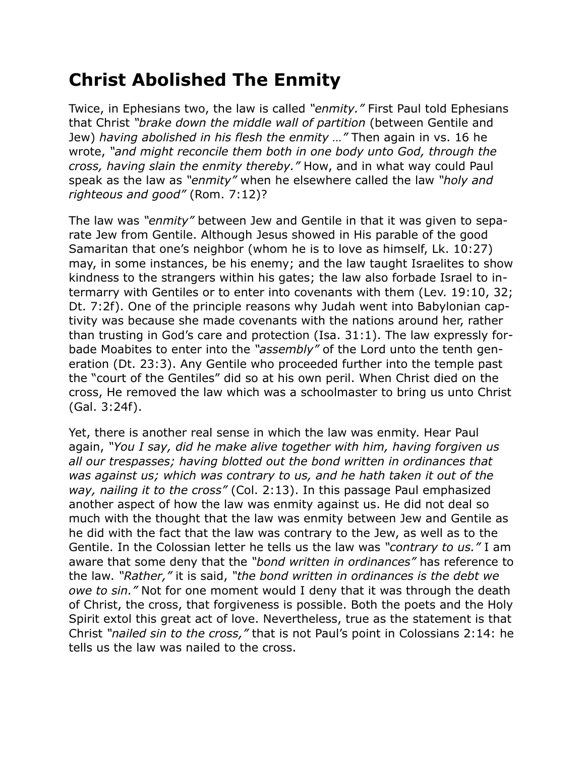# Christ Abolished The Enmity

Twice, in Ephesians two, the law is called *"enmity."* First Paul told Ephesians that Christ *"brake down the middle wall of partition* (between Gentile and Jew) *having abolished in his flesh the enmity …"* Then again in vs. 16 he wrote, *"and might reconcile them both in one body unto God, through the cross, having slain the enmity thereby."* How, and in what way could Paul speak as the law as *"enmity"* when he elsewhere called the law *"holy and righteous and good"* (Rom. 7:12)?

The law was *"enmity"* between Jew and Gentile in that it was given to separate Jew from Gentile. Although Jesus showed in His parable of the good Samaritan that one's neighbor (whom he is to love as himself, Lk. 10:27) may, in some instances, be his enemy; and the law taught Israelites to show kindness to the strangers within his gates; the law also forbade Israel to intermarry with Gentiles or to enter into covenants with them (Lev. 19:10, 32; Dt. 7:2f). One of the principle reasons why Judah went into Babylonian captivity was because she made covenants with the nations around her, rather than trusting in God's care and protection (Isa. 31:1). The law expressly forbade Moabites to enter into the *"assembly"* of the Lord unto the tenth generation (Dt. 23:3). Any Gentile who proceeded further into the temple past the "court of the Gentiles" did so at his own peril. When Christ died on the cross, He removed the law which was a schoolmaster to bring us unto Christ (Gal. 3:24f).

Yet, there is another real sense in which the law was enmity. Hear Paul again, *"You I say, did he make alive together with him, having forgiven us all our trespasses; having blotted out the bond written in ordinances that was against us; which was contrary to us, and he hath taken it out of the way, nailing it to the cross"* (Col. 2:13). In this passage Paul emphasized another aspect of how the law was enmity against us. He did not deal so much with the thought that the law was enmity between Jew and Gentile as he did with the fact that the law was contrary to the Jew, as well as to the Gentile. In the Colossian letter he tells us the law was *"contrary to us."* I am aware that some deny that the *"bond written in ordinances"* has reference to the law. *"Rather,"* it is said, *"the bond written in ordinances is the debt we owe to sin."* Not for one moment would I deny that it was through the death of Christ, the cross, that forgiveness is possible. Both the poets and the Holy Spirit extol this great act of love. Nevertheless, true as the statement is that Christ *"nailed sin to the cross,"* that is not Paul's point in Colossians 2:14: he tells us the law was nailed to the cross.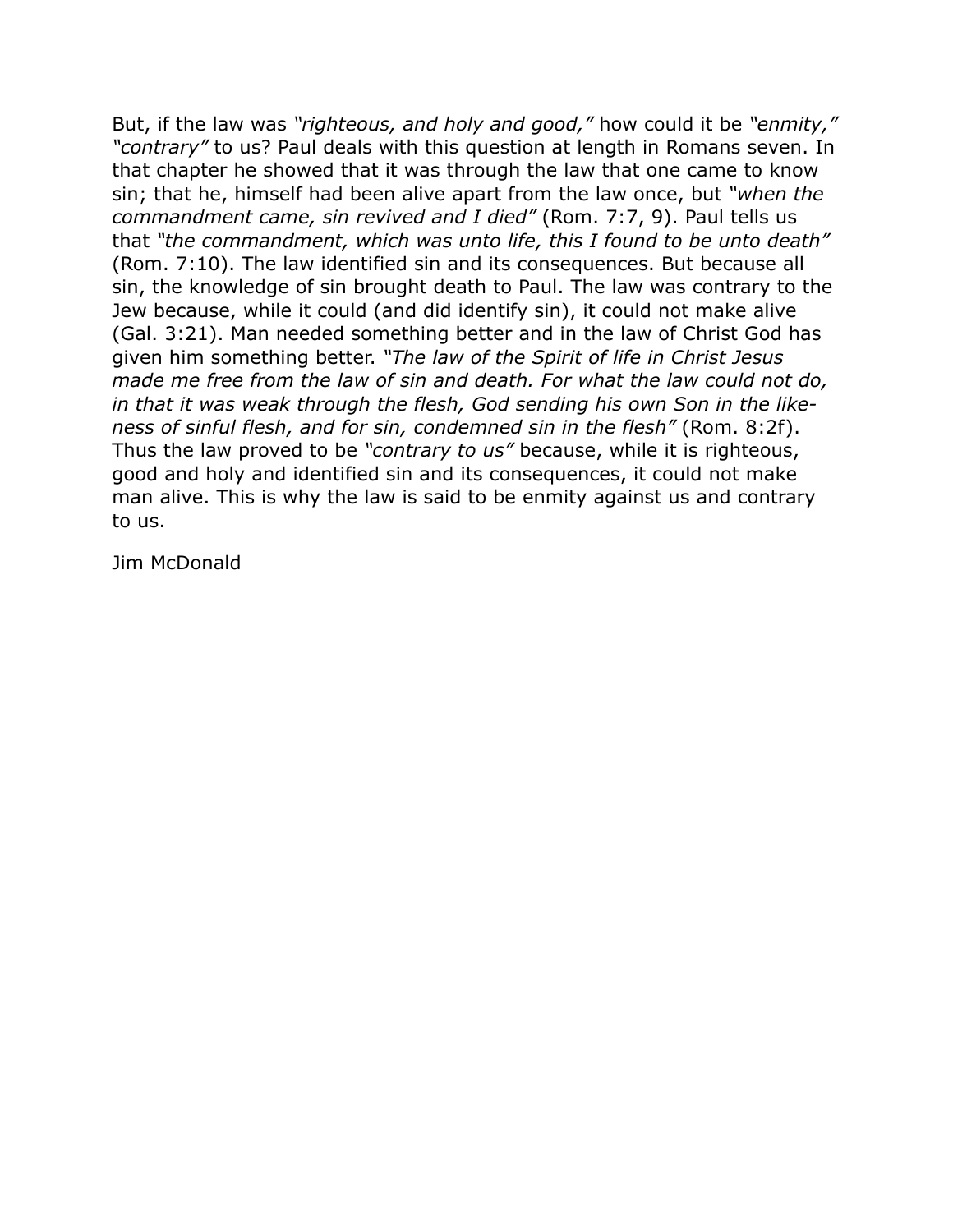But, if the law was *"righteous, and holy and good,"* how could it be *"enmity," "contrary"* to us? Paul deals with this question at length in Romans seven. In that chapter he showed that it was through the law that one came to know sin; that he, himself had been alive apart from the law once, but *"when the commandment came, sin revived and I died"* (Rom. 7:7, 9). Paul tells us that *"the commandment, which was unto life, this I found to be unto death"* (Rom. 7:10). The law identified sin and its consequences. But because all sin, the knowledge of sin brought death to Paul. The law was contrary to the Jew because, while it could (and did identify sin), it could not make alive (Gal. 3:21). Man needed something better and in the law of Christ God has given him something better. *"The law of the Spirit of life in Christ Jesus made me free from the law of sin and death. For what the law could not do, in that it was weak through the flesh, God sending his own Son in the likeness of sinful flesh, and for sin, condemned sin in the flesh"* (Rom. 8:2f). Thus the law proved to be *"contrary to us"* because, while it is righteous, good and holy and identified sin and its consequences, it could not make man alive. This is why the law is said to be enmity against us and contrary to us.

Jim McDonald